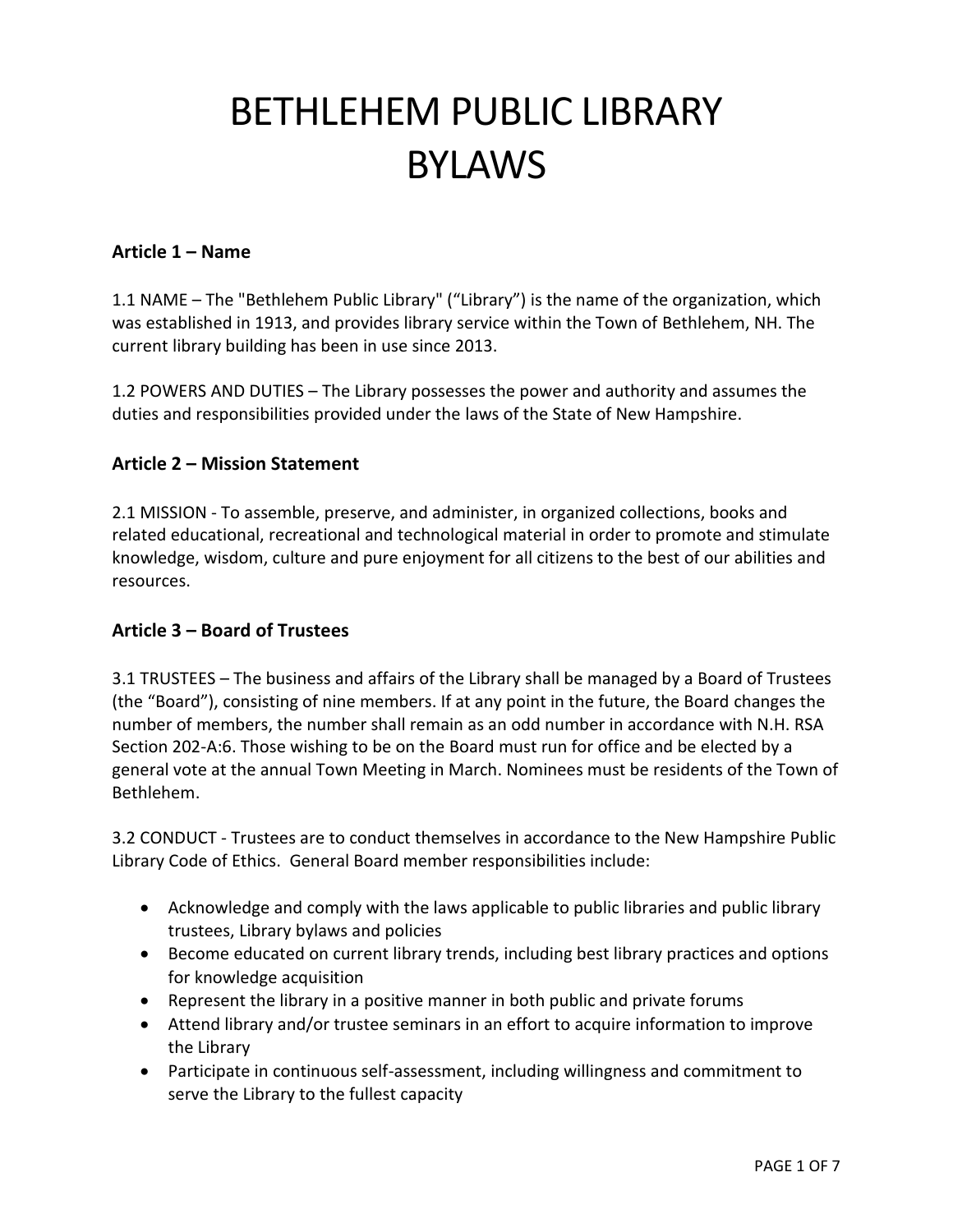# BETHLEHEM PUBLIC LIBRARY BYLAWS

### Article 1 – Name

1.1 NAME – The "Bethlehem Public Library" ("Library") is the name of the organization, which was established in 1913, and provides library service within the Town of Bethlehem, NH. The current library building has been in use since 2013.

1.2 POWERS AND DUTIES – The Library possesses the power and authority and assumes the duties and responsibilities provided under the laws of the State of New Hampshire.

### Article 2 – Mission Statement

2.1 MISSION - To assemble, preserve, and administer, in organized collections, books and related educational, recreational and technological material in order to promote and stimulate knowledge, wisdom, culture and pure enjoyment for all citizens to the best of our abilities and resources.

### Article 3 – Board of Trustees

3.1 TRUSTEES – The business and affairs of the Library shall be managed by a Board of Trustees (the "Board"), consisting of nine members. If at any point in the future, the Board changes the number of members, the number shall remain as an odd number in accordance with N.H. RSA Section 202-A:6. Those wishing to be on the Board must run for office and be elected by a general vote at the annual Town Meeting in March. Nominees must be residents of the Town of Bethlehem.

3.2 CONDUCT - Trustees are to conduct themselves in accordance to the New Hampshire Public Library Code of Ethics. General Board member responsibilities include:

- Acknowledge and comply with the laws applicable to public libraries and public library trustees, Library bylaws and policies
- Become educated on current library trends, including best library practices and options for knowledge acquisition
- Represent the library in a positive manner in both public and private forums
- Attend library and/or trustee seminars in an effort to acquire information to improve the Library
- Participate in continuous self-assessment, including willingness and commitment to serve the Library to the fullest capacity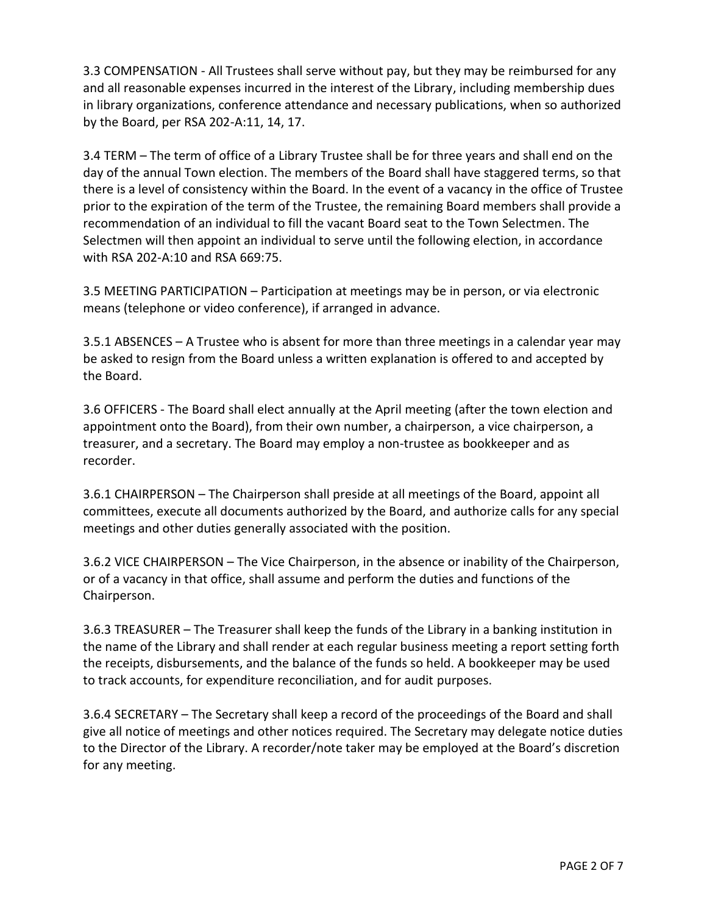3.3 COMPENSATION - All Trustees shall serve without pay, but they may be reimbursed for any and all reasonable expenses incurred in the interest of the Library, including membership dues in library organizations, conference attendance and necessary publications, when so authorized by the Board, per RSA 202-A:11, 14, 17.

3.4 TERM – The term of office of a Library Trustee shall be for three years and shall end on the day of the annual Town election. The members of the Board shall have staggered terms, so that there is a level of consistency within the Board. In the event of a vacancy in the office of Trustee prior to the expiration of the term of the Trustee, the remaining Board members shall provide a recommendation of an individual to fill the vacant Board seat to the Town Selectmen. The Selectmen will then appoint an individual to serve until the following election, in accordance with RSA 202-A:10 and RSA 669:75.

3.5 MEETING PARTICIPATION – Participation at meetings may be in person, or via electronic means (telephone or video conference), if arranged in advance.

3.5.1 ABSENCES – A Trustee who is absent for more than three meetings in a calendar year may be asked to resign from the Board unless a written explanation is offered to and accepted by the Board.

3.6 OFFICERS - The Board shall elect annually at the April meeting (after the town election and appointment onto the Board), from their own number, a chairperson, a vice chairperson, a treasurer, and a secretary. The Board may employ a non-trustee as bookkeeper and as recorder.

3.6.1 CHAIRPERSON – The Chairperson shall preside at all meetings of the Board, appoint all committees, execute all documents authorized by the Board, and authorize calls for any special meetings and other duties generally associated with the position.

3.6.2 VICE CHAIRPERSON – The Vice Chairperson, in the absence or inability of the Chairperson, or of a vacancy in that office, shall assume and perform the duties and functions of the Chairperson.

3.6.3 TREASURER – The Treasurer shall keep the funds of the Library in a banking institution in the name of the Library and shall render at each regular business meeting a report setting forth the receipts, disbursements, and the balance of the funds so held. A bookkeeper may be used to track accounts, for expenditure reconciliation, and for audit purposes.

3.6.4 SECRETARY – The Secretary shall keep a record of the proceedings of the Board and shall give all notice of meetings and other notices required. The Secretary may delegate notice duties to the Director of the Library. A recorder/note taker may be employed at the Board's discretion for any meeting.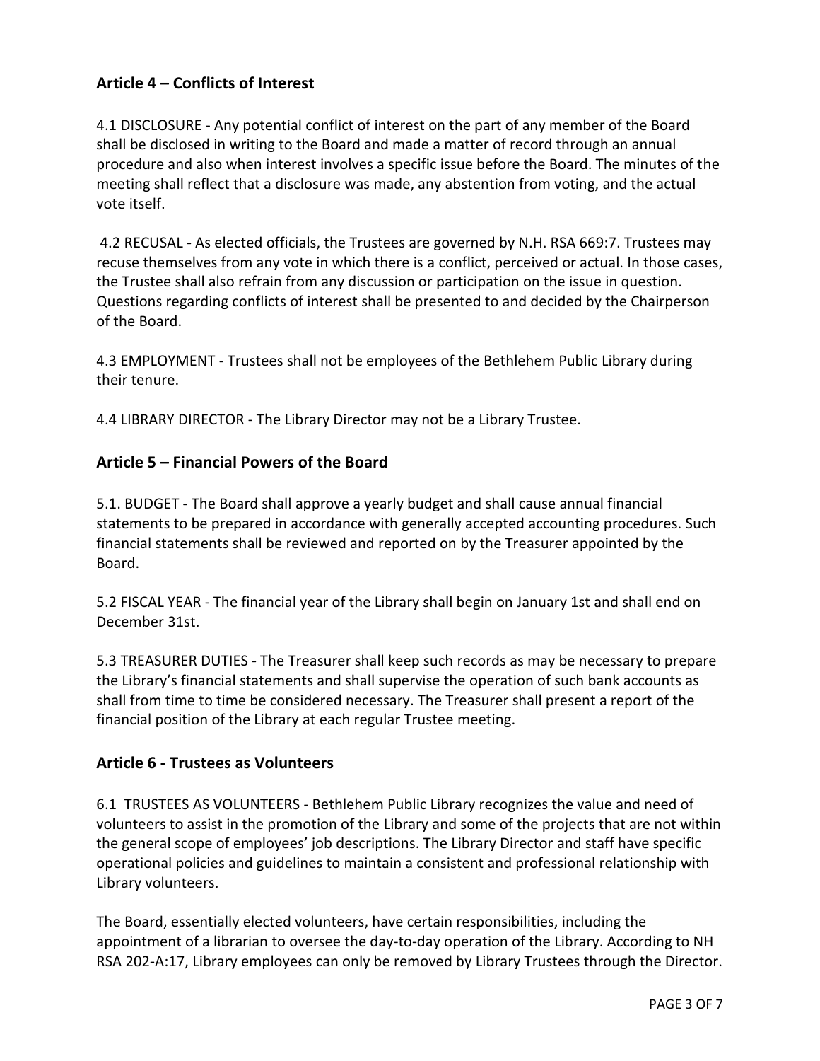## Article 4 – Conflicts of Interest

4.1 DISCLOSURE - Any potential conflict of interest on the part of any member of the Board shall be disclosed in writing to the Board and made a matter of record through an annual procedure and also when interest involves a specific issue before the Board. The minutes of the meeting shall reflect that a disclosure was made, any abstention from voting, and the actual vote itself.

4.2 RECUSAL - As elected officials, the Trustees are governed by N.H. RSA 669:7. Trustees may recuse themselves from any vote in which there is a conflict, perceived or actual. In those cases, the Trustee shall also refrain from any discussion or participation on the issue in question. Questions regarding conflicts of interest shall be presented to and decided by the Chairperson of the Board.

4.3 EMPLOYMENT - Trustees shall not be employees of the Bethlehem Public Library during their tenure.

4.4 LIBRARY DIRECTOR - The Library Director may not be a Library Trustee.

## Article 5 – Financial Powers of the Board

5.1. BUDGET - The Board shall approve a yearly budget and shall cause annual financial statements to be prepared in accordance with generally accepted accounting procedures. Such financial statements shall be reviewed and reported on by the Treasurer appointed by the Board.

5.2 FISCAL YEAR - The financial year of the Library shall begin on January 1st and shall end on December 31st.

5.3 TREASURER DUTIES - The Treasurer shall keep such records as may be necessary to prepare the Library's financial statements and shall supervise the operation of such bank accounts as shall from time to time be considered necessary. The Treasurer shall present a report of the financial position of the Library at each regular Trustee meeting.

## Article 6 - Trustees as Volunteers

6.1 TRUSTEES AS VOLUNTEERS - Bethlehem Public Library recognizes the value and need of volunteers to assist in the promotion of the Library and some of the projects that are not within the general scope of employees' job descriptions. The Library Director and staff have specific operational policies and guidelines to maintain a consistent and professional relationship with Library volunteers.

The Board, essentially elected volunteers, have certain responsibilities, including the appointment of a librarian to oversee the day-to-day operation of the Library. According to NH RSA 202-A:17, Library employees can only be removed by Library Trustees through the Director.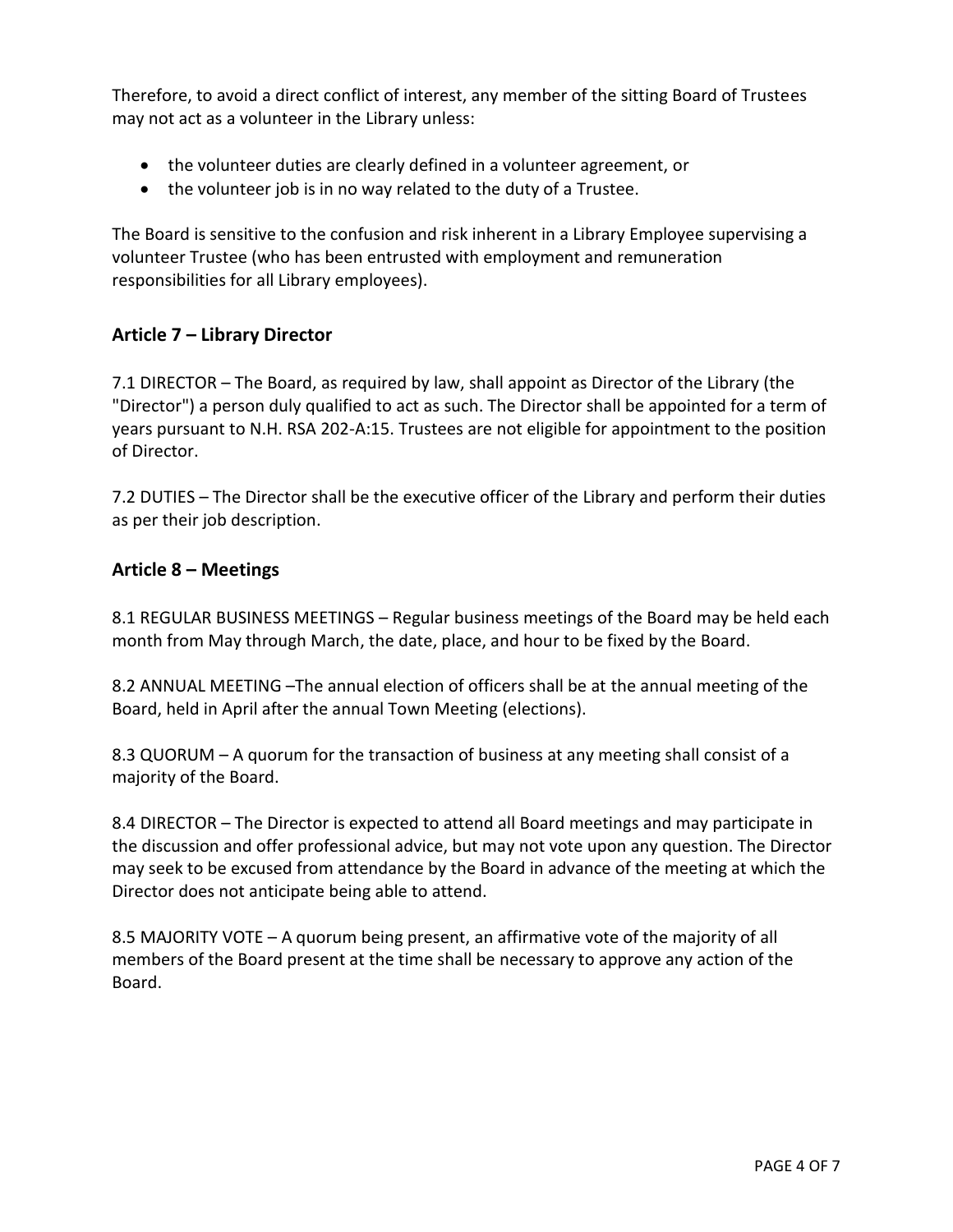Therefore, to avoid a direct conflict of interest, any member of the sitting Board of Trustees may not act as a volunteer in the Library unless:

- the volunteer duties are clearly defined in a volunteer agreement, or
- the volunteer job is in no way related to the duty of a Trustee.

The Board is sensitive to the confusion and risk inherent in a Library Employee supervising a volunteer Trustee (who has been entrusted with employment and remuneration responsibilities for all Library employees).

## Article 7 – Library Director

7.1 DIRECTOR – The Board, as required by law, shall appoint as Director of the Library (the "Director") a person duly qualified to act as such. The Director shall be appointed for a term of years pursuant to N.H. RSA 202-A:15. Trustees are not eligible for appointment to the position of Director.

7.2 DUTIES – The Director shall be the executive officer of the Library and perform their duties as per their job description.

## Article 8 – Meetings

8.1 REGULAR BUSINESS MEETINGS – Regular business meetings of the Board may be held each month from May through March, the date, place, and hour to be fixed by the Board.

8.2 ANNUAL MEETING –The annual election of officers shall be at the annual meeting of the Board, held in April after the annual Town Meeting (elections).

8.3 QUORUM – A quorum for the transaction of business at any meeting shall consist of a majority of the Board.

8.4 DIRECTOR – The Director is expected to attend all Board meetings and may participate in the discussion and offer professional advice, but may not vote upon any question. The Director may seek to be excused from attendance by the Board in advance of the meeting at which the Director does not anticipate being able to attend.

8.5 MAJORITY VOTE – A quorum being present, an affirmative vote of the majority of all members of the Board present at the time shall be necessary to approve any action of the Board.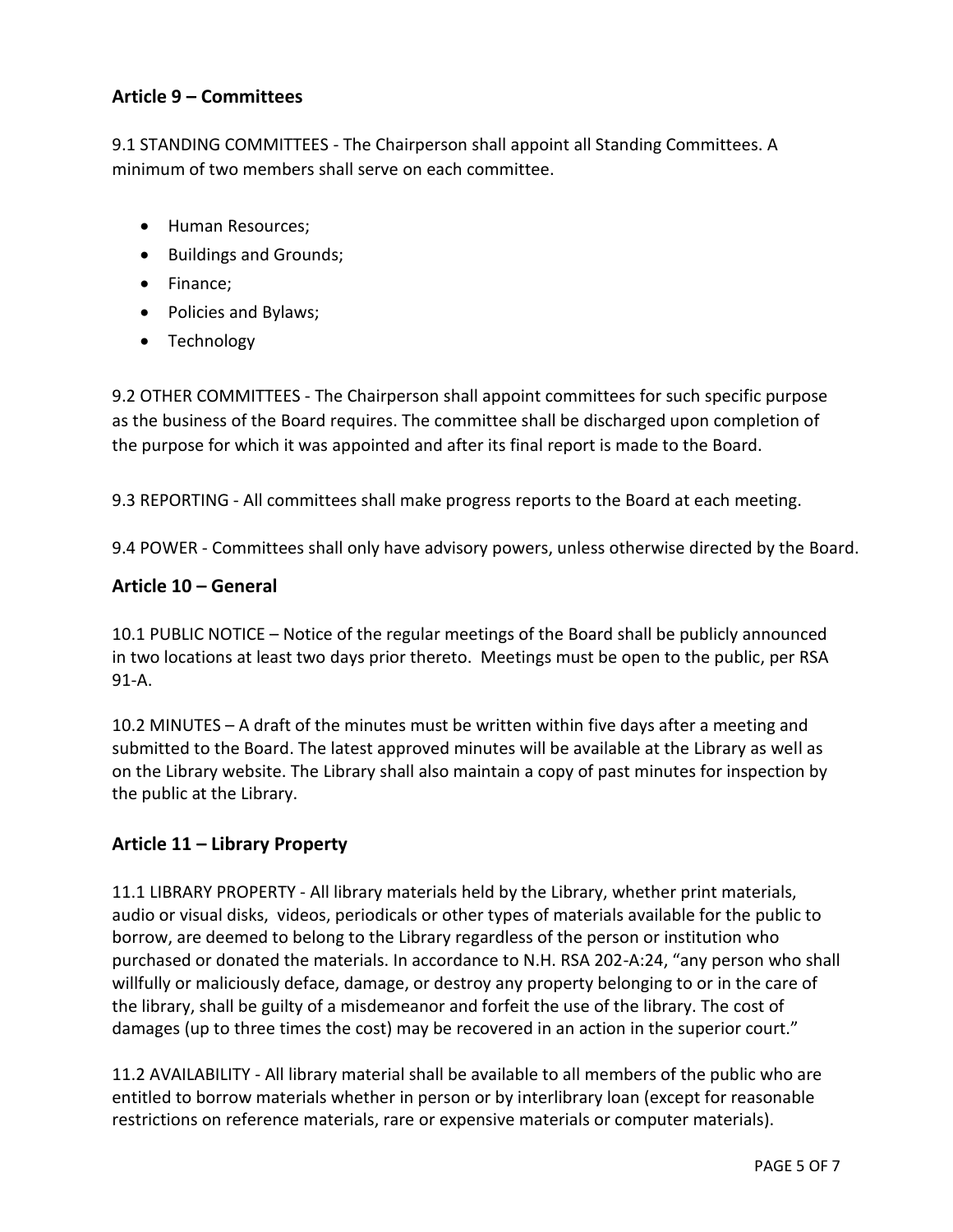## Article 9 – Committees

9.1 STANDING COMMITTEES - The Chairperson shall appoint all Standing Committees. A minimum of two members shall serve on each committee.

- Human Resources;
- Buildings and Grounds;
- Finance;
- Policies and Bylaws;
- Technology

9.2 OTHER COMMITTEES - The Chairperson shall appoint committees for such specific purpose as the business of the Board requires. The committee shall be discharged upon completion of the purpose for which it was appointed and after its final report is made to the Board.

9.3 REPORTING - All committees shall make progress reports to the Board at each meeting.

9.4 POWER - Committees shall only have advisory powers, unless otherwise directed by the Board.

## Article 10 – General

10.1 PUBLIC NOTICE – Notice of the regular meetings of the Board shall be publicly announced in two locations at least two days prior thereto. Meetings must be open to the public, per RSA 91-A.

10.2 MINUTES – A draft of the minutes must be written within five days after a meeting and submitted to the Board. The latest approved minutes will be available at the Library as well as on the Library website. The Library shall also maintain a copy of past minutes for inspection by the public at the Library.

## Article 11 – Library Property

11.1 LIBRARY PROPERTY - All library materials held by the Library, whether print materials, audio or visual disks, videos, periodicals or other types of materials available for the public to borrow, are deemed to belong to the Library regardless of the person or institution who purchased or donated the materials. In accordance to N.H. RSA 202-A:24, "any person who shall willfully or maliciously deface, damage, or destroy any property belonging to or in the care of the library, shall be guilty of a misdemeanor and forfeit the use of the library. The cost of damages (up to three times the cost) may be recovered in an action in the superior court."

11.2 AVAILABILITY - All library material shall be available to all members of the public who are entitled to borrow materials whether in person or by interlibrary loan (except for reasonable restrictions on reference materials, rare or expensive materials or computer materials).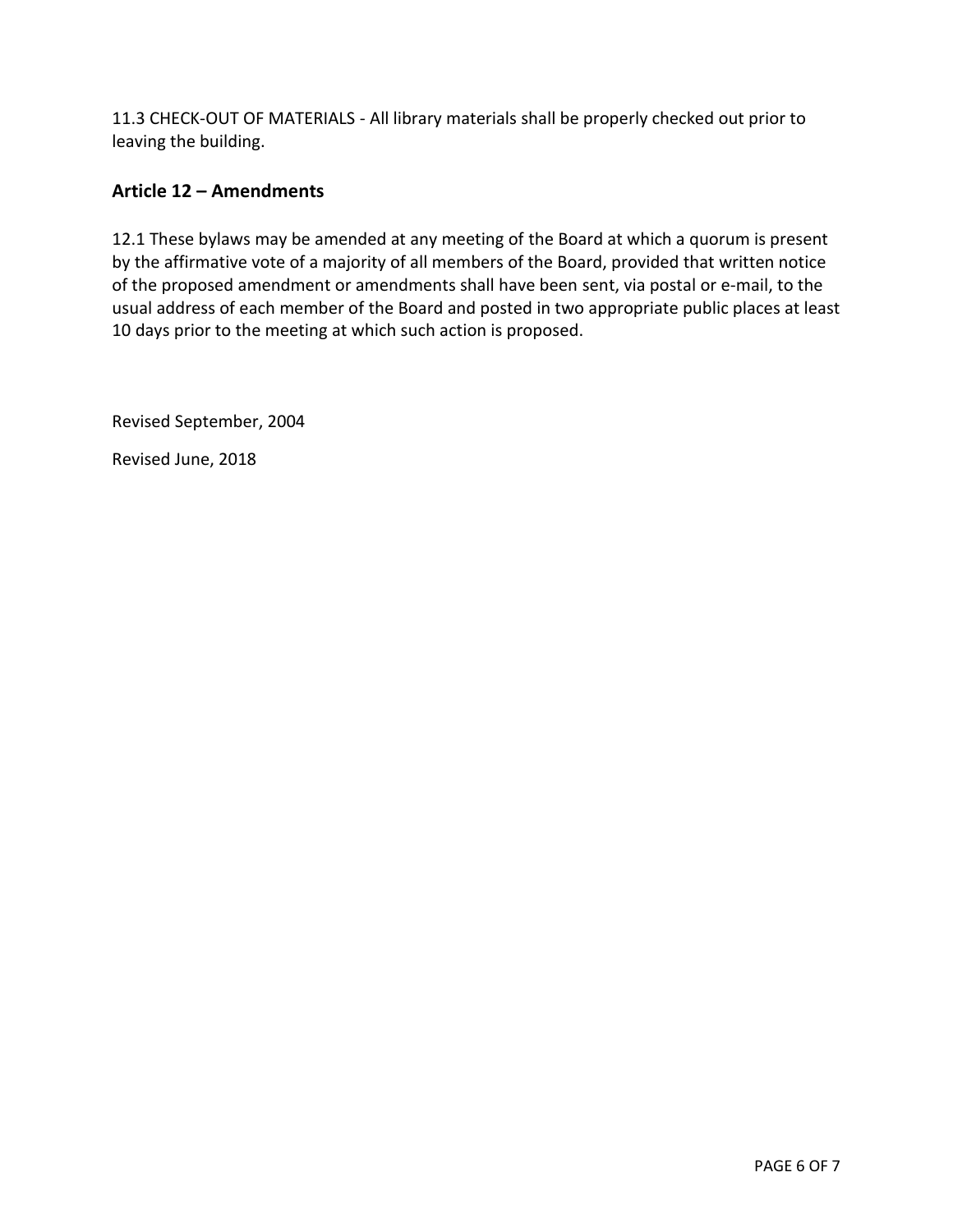11.3 CHECK-OUT OF MATERIALS - All library materials shall be properly checked out prior to leaving the building.

## Article 12 – Amendments

12.1 These bylaws may be amended at any meeting of the Board at which a quorum is present by the affirmative vote of a majority of all members of the Board, provided that written notice of the proposed amendment or amendments shall have been sent, via postal or e-mail, to the usual address of each member of the Board and posted in two appropriate public places at least 10 days prior to the meeting at which such action is proposed.

Revised September, 2004

Revised June, 2018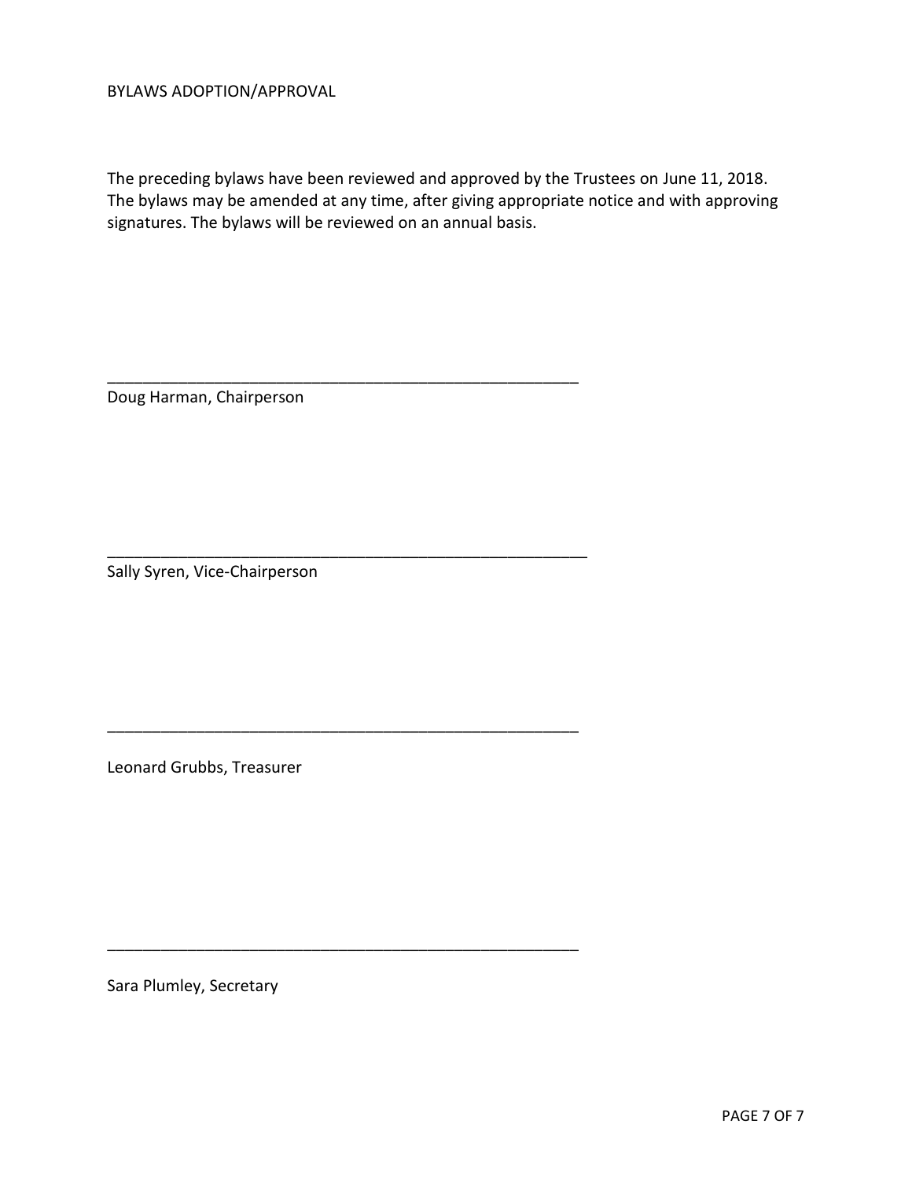BYLAWS ADOPTION/APPROVAL

The preceding bylaws have been reviewed and approved by the Trustees on June 11, 2018. The bylaws may be amended at any time, after giving appropriate notice and with approving signatures. The bylaws will be reviewed on an annual basis.

\_\_\_\_\_\_\_\_\_\_\_\_\_\_\_\_\_\_\_\_\_\_\_\_\_\_\_\_\_\_\_\_\_\_\_\_\_\_\_\_\_\_\_\_\_\_\_\_\_\_\_\_\_

Doug Harman, Chairperson

\_\_\_\_\_\_\_\_\_\_\_\_\_\_\_\_\_\_\_\_\_\_\_\_\_\_\_\_\_\_\_\_\_\_\_\_\_\_\_\_\_\_\_\_\_\_\_\_\_\_\_\_\_

Sally Syren, Vice-Chairperson

\_\_\_\_\_\_\_\_\_\_\_\_\_\_\_\_\_\_\_\_\_\_\_\_\_\_\_\_\_\_\_\_\_\_\_\_\_\_\_\_\_\_\_\_\_\_\_\_\_\_\_\_\_

Leonard Grubbs, Treasurer

\_\_\_\_\_\_\_\_\_\_\_\_\_\_\_\_\_\_\_\_\_\_\_\_\_\_\_\_\_\_\_\_\_\_\_\_\_\_\_\_\_\_\_\_\_\_\_\_\_\_\_\_\_

Sara Plumley, Secretary